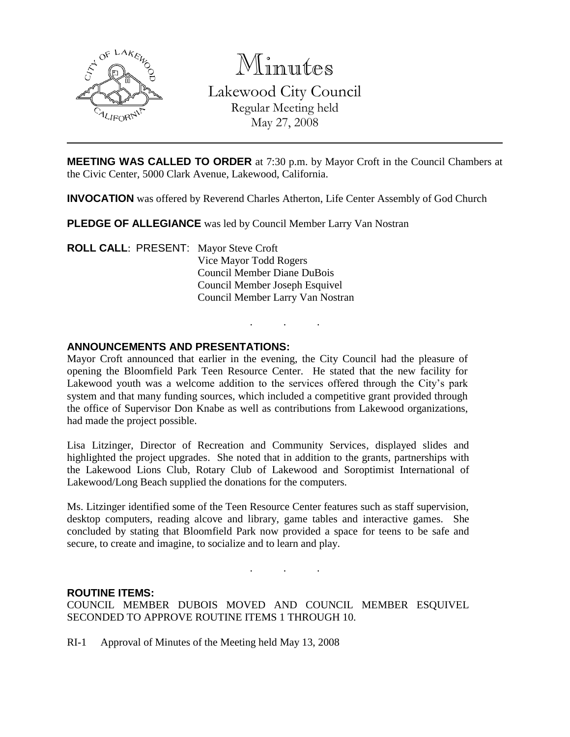# Minutes

## Lakewood City Council

Regular Meeting held
May 27, 2008

---

**MEETING WAS CALLED TO ORDER** at 7:30 p.m. by Mayor Croft in the Council Chambers at the Civic Center, 5000 Clark Avenue, Lakewood, California.

**INVOCATION** was offered by Reverend Charles Atherton, Life Center Assembly of God Church

**PLEDGE OF ALLEGIANCE** was led by Council Member Larry Van Nostran

**ROLL CALL**: PRESENT: Mayor Steve Croft
Vice Mayor Todd Rogers
Council Member Diane DuBois
Council Member Joseph Esquivel
Council Member Larry Van Nostran

. . .

**ANNOUNCEMENTS AND PRESENTATIONS:**

Mayor Croft announced that earlier in the evening, the City Council had the pleasure of opening the Bloomfield Park Teen Resource Center. He stated that the new facility for Lakewood youth was a welcome addition to the services offered through the City's park system and that many funding sources, which included a competitive grant provided through the office of Supervisor Don Knabe as well as contributions from Lakewood organizations, had made the project possible.

Lisa Litzinger, Director of Recreation and Community Services, displayed slides and highlighted the project upgrades. She noted that in addition to the grants, partnerships with the Lakewood Lions Club, Rotary Club of Lakewood and Soroptimist International of Lakewood/Long Beach supplied the donations for the computers.

Ms. Litzinger identified some of the Teen Resource Center features such as staff supervision, desktop computers, reading alcove and library, game tables and interactive games. She concluded by stating that Bloomfield Park now provided a space for teens to be safe and secure, to create and imagine, to socialize and to learn and play.

. . .

**ROUTINE ITEMS:**

COUNCIL MEMBER DUBOIS MOVED AND COUNCIL MEMBER ESQUIVEL SECONDED TO APPROVE ROUTINE ITEMS 1 THROUGH 10.

RI-1 Approval of Minutes of the Meeting held May 13, 2008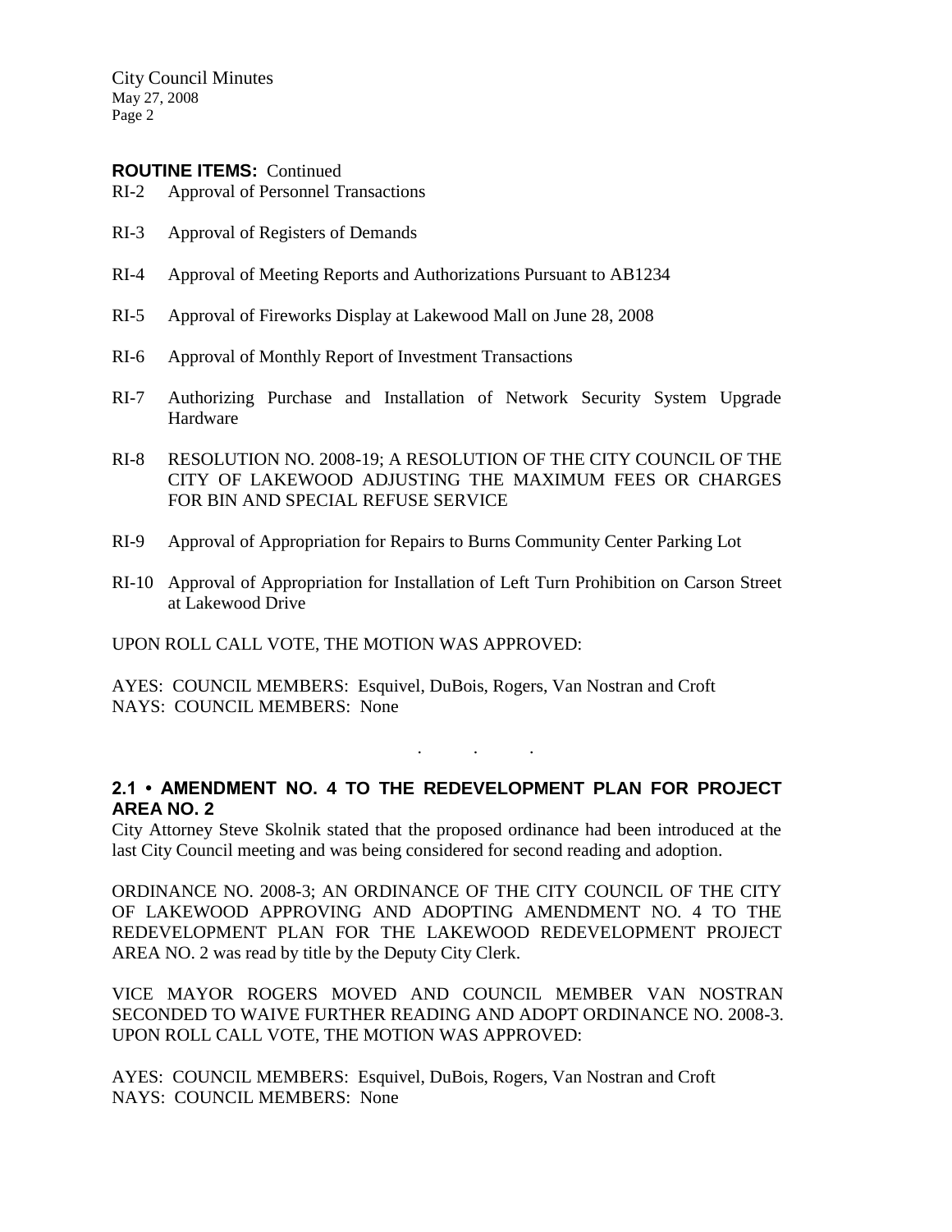**ROUTINE ITEMS:** Continued

RI-2 Approval of Personnel Transactions

RI-3 Approval of Registers of Demands

RI-4 Approval of Meeting Reports and Authorizations Pursuant to AB1234

RI-5 Approval of Fireworks Display at Lakewood Mall on June 28, 2008

RI-6 Approval of Monthly Report of Investment Transactions

RI-7 Authorizing Purchase and Installation of Network Security System Upgrade Hardware

RI-8 RESOLUTION NO. 2008-19; A RESOLUTION OF THE CITY COUNCIL OF THE CITY OF LAKEWOOD ADJUSTING THE MAXIMUM FEES OR CHARGES FOR BIN AND SPECIAL REFUSE SERVICE

RI-9 Approval of Appropriation for Repairs to Burns Community Center Parking Lot

RI-10 Approval of Appropriation for Installation of Left Turn Prohibition on Carson Street at Lakewood Drive

UPON ROLL CALL VOTE, THE MOTION WAS APPROVED:

AYES: COUNCIL MEMBERS: Esquivel, DuBois, Rogers, Van Nostran and Croft
NAYS: COUNCIL MEMBERS: None

. . .

**2.1 • AMENDMENT NO. 4 TO THE REDEVELOPMENT PLAN FOR PROJECT AREA NO. 2**

City Attorney Steve Skolnik stated that the proposed ordinance had been introduced at the last City Council meeting and was being considered for second reading and adoption.

ORDINANCE NO. 2008-3; AN ORDINANCE OF THE CITY COUNCIL OF THE CITY OF LAKEWOOD APPROVING AND ADOPTING AMENDMENT NO. 4 TO THE REDEVELOPMENT PLAN FOR THE LAKEWOOD REDEVELOPMENT PROJECT AREA NO. 2 was read by title by the Deputy City Clerk.

VICE MAYOR ROGERS MOVED AND COUNCIL MEMBER VAN NOSTRAN SECONDED TO WAIVE FURTHER READING AND ADOPT ORDINANCE NO. 2008-3. UPON ROLL CALL VOTE, THE MOTION WAS APPROVED:

AYES: COUNCIL MEMBERS: Esquivel, DuBois, Rogers, Van Nostran and Croft
NAYS: COUNCIL MEMBERS: None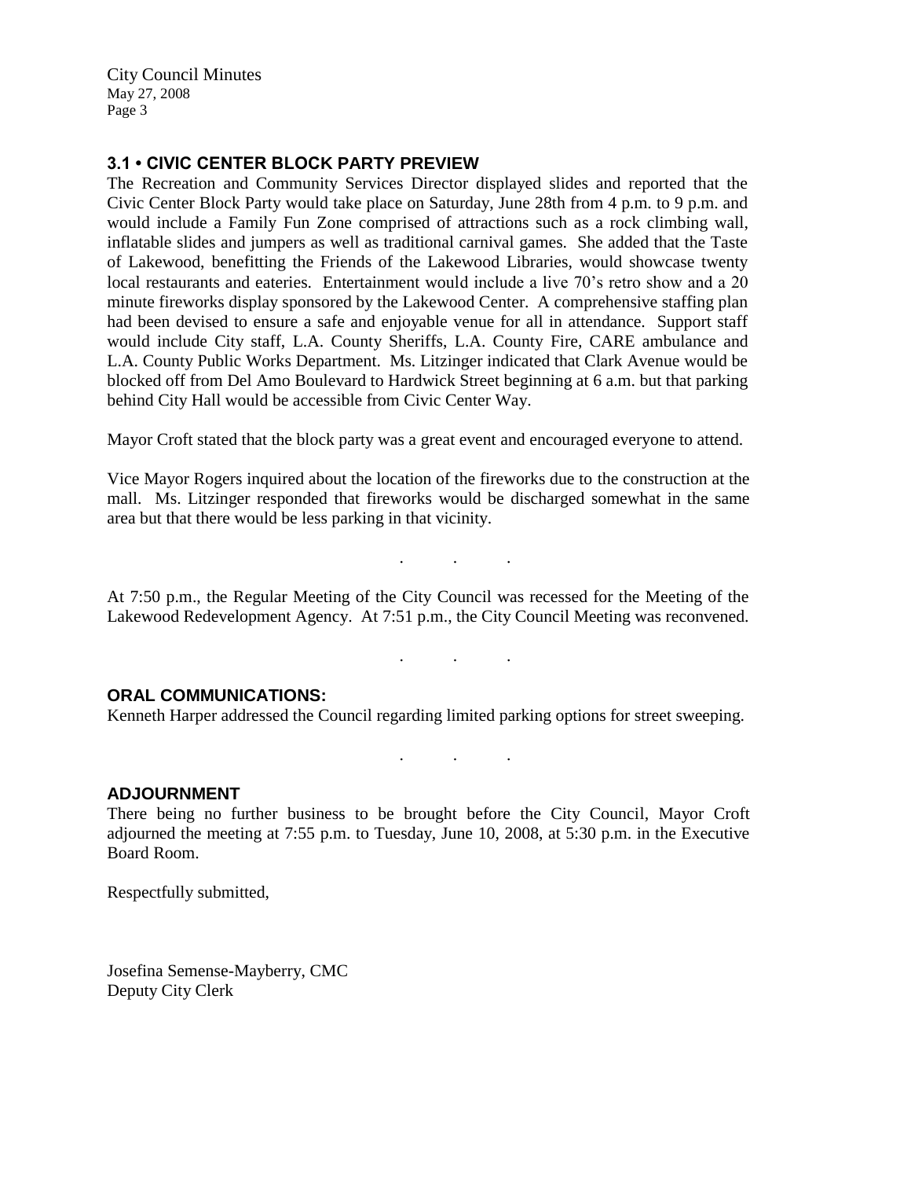## 3.1 • CIVIC CENTER BLOCK PARTY PREVIEW

The Recreation and Community Services Director displayed slides and reported that the Civic Center Block Party would take place on Saturday, June 28th from 4 p.m. to 9 p.m. and would include a Family Fun Zone comprised of attractions such as a rock climbing wall, inflatable slides and jumpers as well as traditional carnival games. She added that the Taste of Lakewood, benefitting the Friends of the Lakewood Libraries, would showcase twenty local restaurants and eateries. Entertainment would include a live 70's retro show and a 20 minute fireworks display sponsored by the Lakewood Center. A comprehensive staffing plan had been devised to ensure a safe and enjoyable venue for all in attendance. Support staff would include City staff, L.A. County Sheriffs, L.A. County Fire, CARE ambulance and L.A. County Public Works Department. Ms. Litzinger indicated that Clark Avenue would be blocked off from Del Amo Boulevard to Hardwick Street beginning at 6 a.m. but that parking behind City Hall would be accessible from Civic Center Way.

Mayor Croft stated that the block party was a great event and encouraged everyone to attend.

Vice Mayor Rogers inquired about the location of the fireworks due to the construction at the mall. Ms. Litzinger responded that fireworks would be discharged somewhat in the same area but that there would be less parking in that vicinity.

. . .

At 7:50 p.m., the Regular Meeting of the City Council was recessed for the Meeting of the Lakewood Redevelopment Agency. At 7:51 p.m., the City Council Meeting was reconvened.

. . .

## ORAL COMMUNICATIONS:

Kenneth Harper addressed the Council regarding limited parking options for street sweeping.

. . .

## ADJOURNMENT

There being no further business to be brought before the City Council, Mayor Croft adjourned the meeting at 7:55 p.m. to Tuesday, June 10, 2008, at 5:30 p.m. in the Executive Board Room.

Respectfully submitted,

Josefina Semense-Mayberry, CMC
Deputy City Clerk